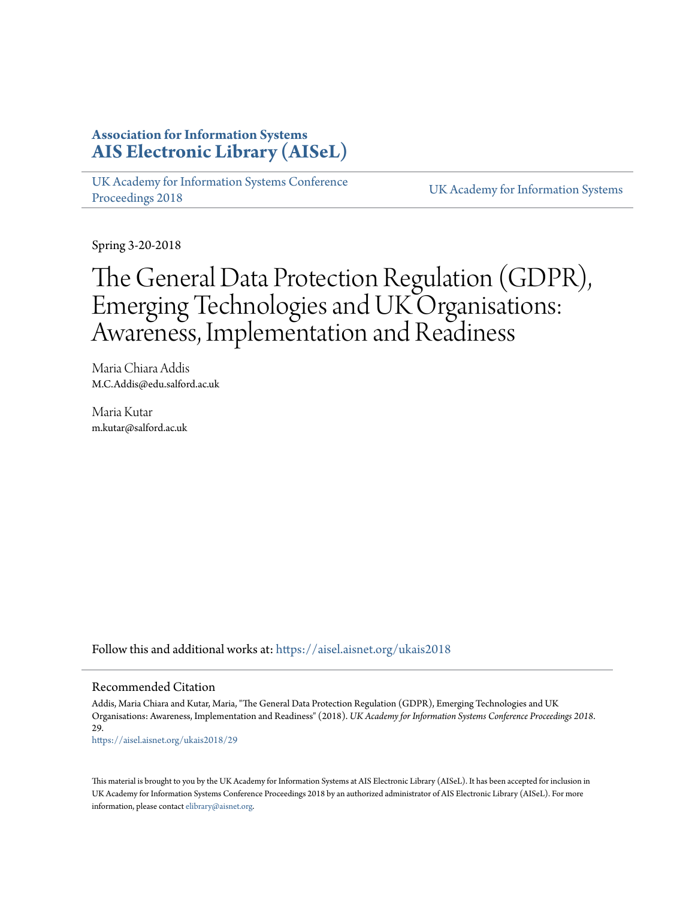**Association for Information Systems**
**AIS Electronic Library (AISeL)**

UK Academy for Information Systems Conference Proceedings 2018 | UK Academy for Information Systems

Spring 3-20-2018

# The General Data Protection Regulation (GDPR), Emerging Technologies and UK Organisations: Awareness, Implementation and Readiness

Maria Chiara Addis
M.C.Addis@edu.salford.ac.uk

Maria Kutar
m.kutar@salford.ac.uk

Follow this and additional works at: https://aisel.aisnet.org/ukais2018

## Recommended Citation

Addis, Maria Chiara and Kutar, Maria, "The General Data Protection Regulation (GDPR), Emerging Technologies and UK Organisations: Awareness, Implementation and Readiness" (2018). *UK Academy for Information Systems Conference Proceedings 2018*. 29.
https://aisel.aisnet.org/ukais2018/29

This material is brought to you by the UK Academy for Information Systems at AIS Electronic Library (AISeL). It has been accepted for inclusion in UK Academy for Information Systems Conference Proceedings 2018 by an authorized administrator of AIS Electronic Library (AISeL). For more information, please contact elibrary@aisnet.org.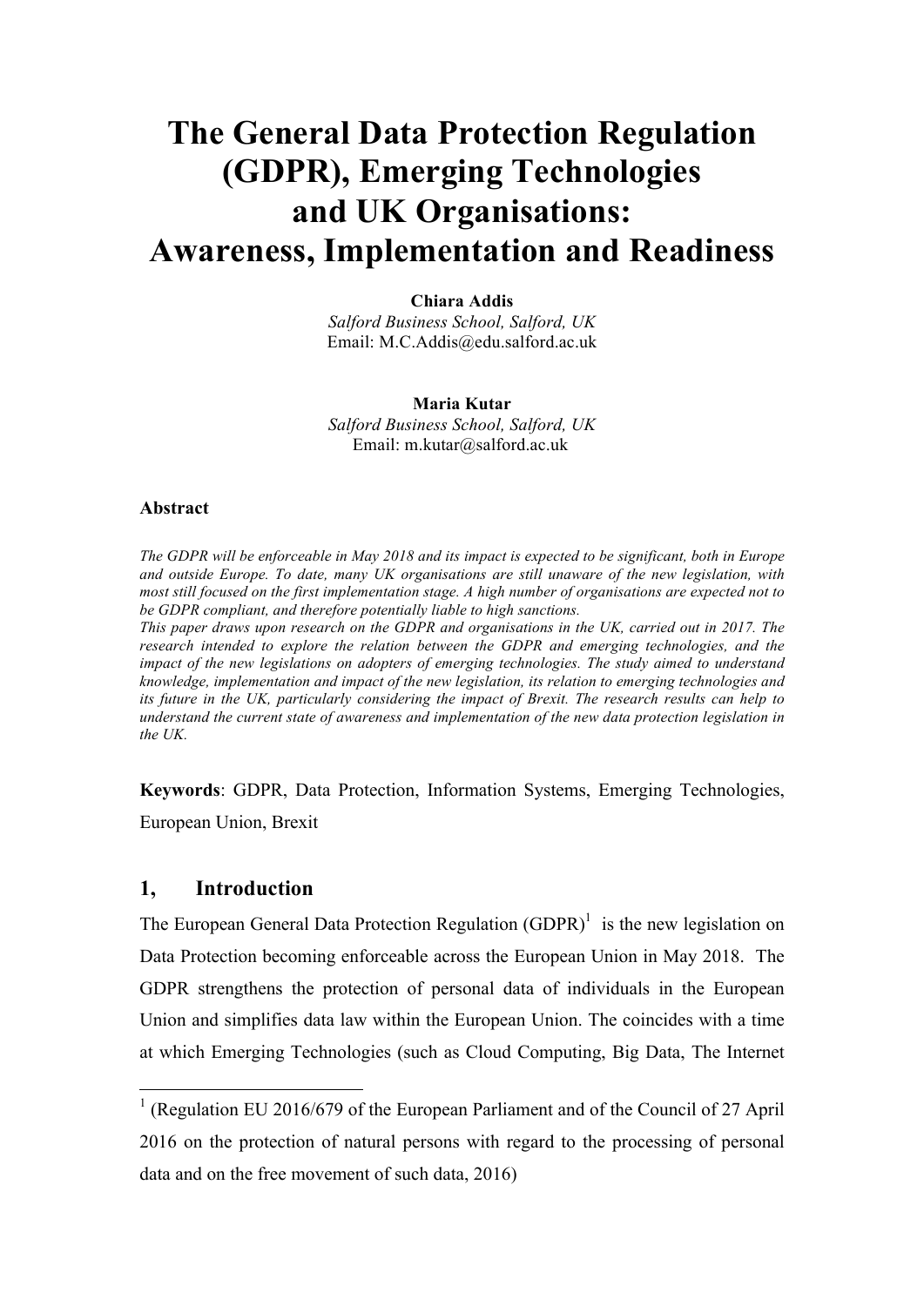# The General Data Protection Regulation (GDPR), Emerging Technologies and UK Organisations: Awareness, Implementation and Readiness

**Chiara Addis**
*Salford Business School, Salford, UK*
Email: M.C.Addis@edu.salford.ac.uk

**Maria Kutar**
*Salford Business School, Salford, UK*
Email: m.kutar@salford.ac.uk

#### Abstract

*The GDPR will be enforceable in May 2018 and its impact is expected to be significant, both in Europe and outside Europe. To date, many UK organisations are still unaware of the new legislation, with most still focused on the first implementation stage. A high number of organisations are expected not to be GDPR compliant, and therefore potentially liable to high sanctions.*

*This paper draws upon research on the GDPR and organisations in the UK, carried out in 2017. The research intended to explore the relation between the GDPR and emerging technologies, and the impact of the new legislations on adopters of emerging technologies. The study aimed to understand knowledge, implementation and impact of the new legislation, its relation to emerging technologies and its future in the UK, particularly considering the impact of Brexit. The research results can help to understand the current state of awareness and implementation of the new data protection legislation in the UK.*

**Keywords**: GDPR, Data Protection, Information Systems, Emerging Technologies, European Union, Brexit

## 1, Introduction

The European General Data Protection Regulation (GDPR)[1] is the new legislation on Data Protection becoming enforceable across the European Union in May 2018. The GDPR strengthens the protection of personal data of individuals in the European Union and simplifies data law within the European Union. The coincides with a time at which Emerging Technologies (such as Cloud Computing, Big Data, The Internet

---

[1] (Regulation EU 2016/679 of the European Parliament and of the Council of 27 April 2016 on the protection of natural persons with regard to the processing of personal data and on the free movement of such data, 2016)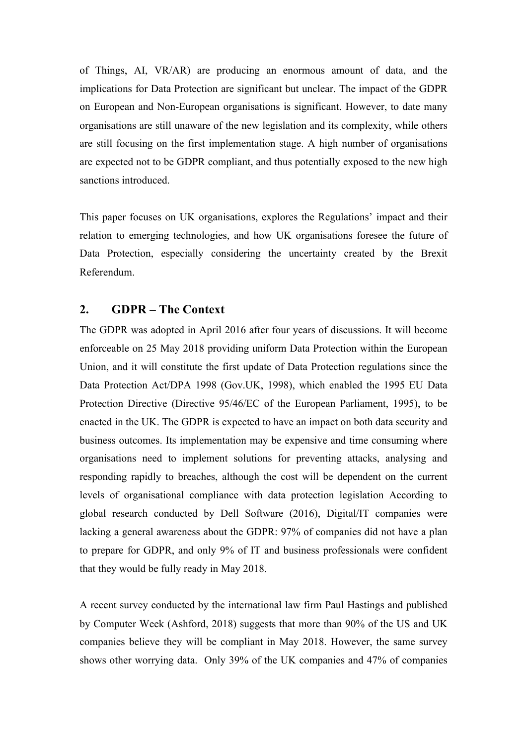of Things, AI, VR/AR) are producing an enormous amount of data, and the implications for Data Protection are significant but unclear. The impact of the GDPR on European and Non-European organisations is significant. However, to date many organisations are still unaware of the new legislation and its complexity, while others are still focusing on the first implementation stage. A high number of organisations are expected not to be GDPR compliant, and thus potentially exposed to the new high sanctions introduced.

This paper focuses on UK organisations, explores the Regulations' impact and their relation to emerging technologies, and how UK organisations foresee the future of Data Protection, especially considering the uncertainty created by the Brexit Referendum.

## 2. GDPR – The Context

The GDPR was adopted in April 2016 after four years of discussions. It will become enforceable on 25 May 2018 providing uniform Data Protection within the European Union, and it will constitute the first update of Data Protection regulations since the Data Protection Act/DPA 1998 (Gov.UK, 1998), which enabled the 1995 EU Data Protection Directive (Directive 95/46/EC of the European Parliament, 1995), to be enacted in the UK. The GDPR is expected to have an impact on both data security and business outcomes. Its implementation may be expensive and time consuming where organisations need to implement solutions for preventing attacks, analysing and responding rapidly to breaches, although the cost will be dependent on the current levels of organisational compliance with data protection legislation According to global research conducted by Dell Software (2016), Digital/IT companies were lacking a general awareness about the GDPR: 97% of companies did not have a plan to prepare for GDPR, and only 9% of IT and business professionals were confident that they would be fully ready in May 2018.

A recent survey conducted by the international law firm Paul Hastings and published by Computer Week (Ashford, 2018) suggests that more than 90% of the US and UK companies believe they will be compliant in May 2018. However, the same survey shows other worrying data. Only 39% of the UK companies and 47% of companies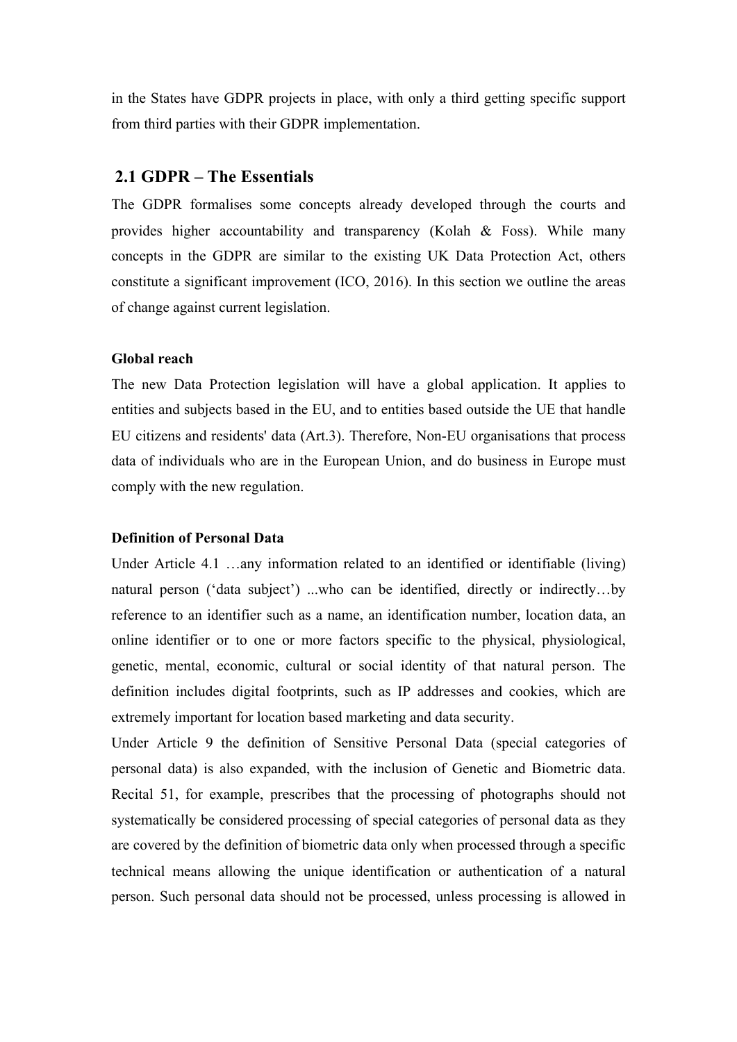in the States have GDPR projects in place, with only a third getting specific support from third parties with their GDPR implementation.

## 2.1 GDPR – The Essentials

The GDPR formalises some concepts already developed through the courts and provides higher accountability and transparency (Kolah & Foss). While many concepts in the GDPR are similar to the existing UK Data Protection Act, others constitute a significant improvement (ICO, 2016). In this section we outline the areas of change against current legislation.

**Global reach**

The new Data Protection legislation will have a global application. It applies to entities and subjects based in the EU, and to entities based outside the UE that handle EU citizens and residents' data (Art.3). Therefore, Non-EU organisations that process data of individuals who are in the European Union, and do business in Europe must comply with the new regulation.

**Definition of Personal Data**

Under Article 4.1 …any information related to an identified or identifiable (living) natural person ('data subject') ...who can be identified, directly or indirectly…by reference to an identifier such as a name, an identification number, location data, an online identifier or to one or more factors specific to the physical, physiological, genetic, mental, economic, cultural or social identity of that natural person. The definition includes digital footprints, such as IP addresses and cookies, which are extremely important for location based marketing and data security.

Under Article 9 the definition of Sensitive Personal Data (special categories of personal data) is also expanded, with the inclusion of Genetic and Biometric data. Recital 51, for example, prescribes that the processing of photographs should not systematically be considered processing of special categories of personal data as they are covered by the definition of biometric data only when processed through a specific technical means allowing the unique identification or authentication of a natural person. Such personal data should not be processed, unless processing is allowed in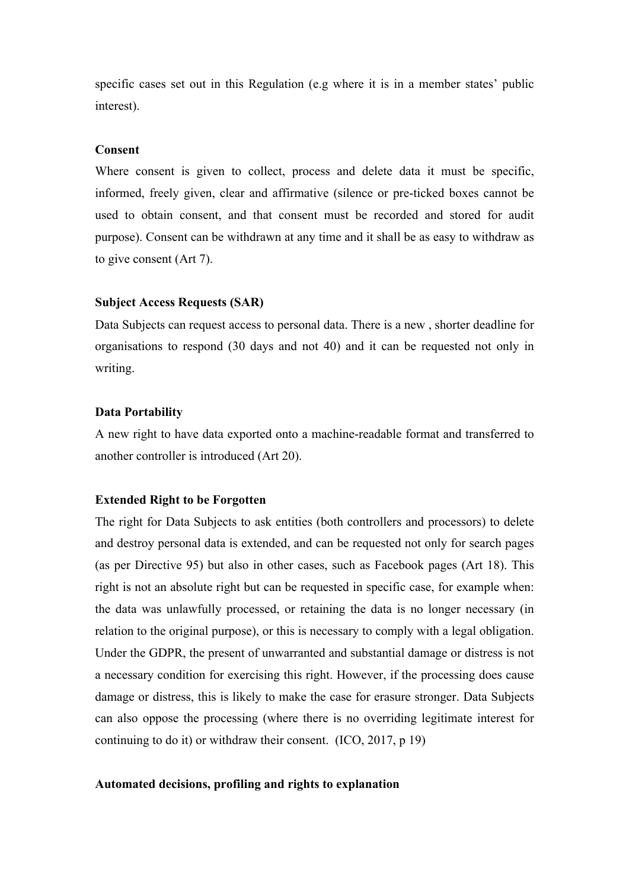specific cases set out in this Regulation (e.g where it is in a member states' public interest).

**Consent**

Where consent is given to collect, process and delete data it must be specific, informed, freely given, clear and affirmative (silence or pre-ticked boxes cannot be used to obtain consent, and that consent must be recorded and stored for audit purpose). Consent can be withdrawn at any time and it shall be as easy to withdraw as to give consent (Art 7).

**Subject Access Requests (SAR)**

Data Subjects can request access to personal data. There is a new , shorter deadline for organisations to respond (30 days and not 40) and it can be requested not only in writing.

**Data Portability**

A new right to have data exported onto a machine-readable format and transferred to another controller is introduced (Art 20).

**Extended Right to be Forgotten**

The right for Data Subjects to ask entities (both controllers and processors) to delete and destroy personal data is extended, and can be requested not only for search pages (as per Directive 95) but also in other cases, such as Facebook pages (Art 18). This right is not an absolute right but can be requested in specific case, for example when: the data was unlawfully processed, or retaining the data is no longer necessary (in relation to the original purpose), or this is necessary to comply with a legal obligation. Under the GDPR, the present of unwarranted and substantial damage or distress is not a necessary condition for exercising this right. However, if the processing does cause damage or distress, this is likely to make the case for erasure stronger. Data Subjects can also oppose the processing (where there is no overriding legitimate interest for continuing to do it) or withdraw their consent. (ICO, 2017, p 19)

**Automated decisions, profiling and rights to explanation**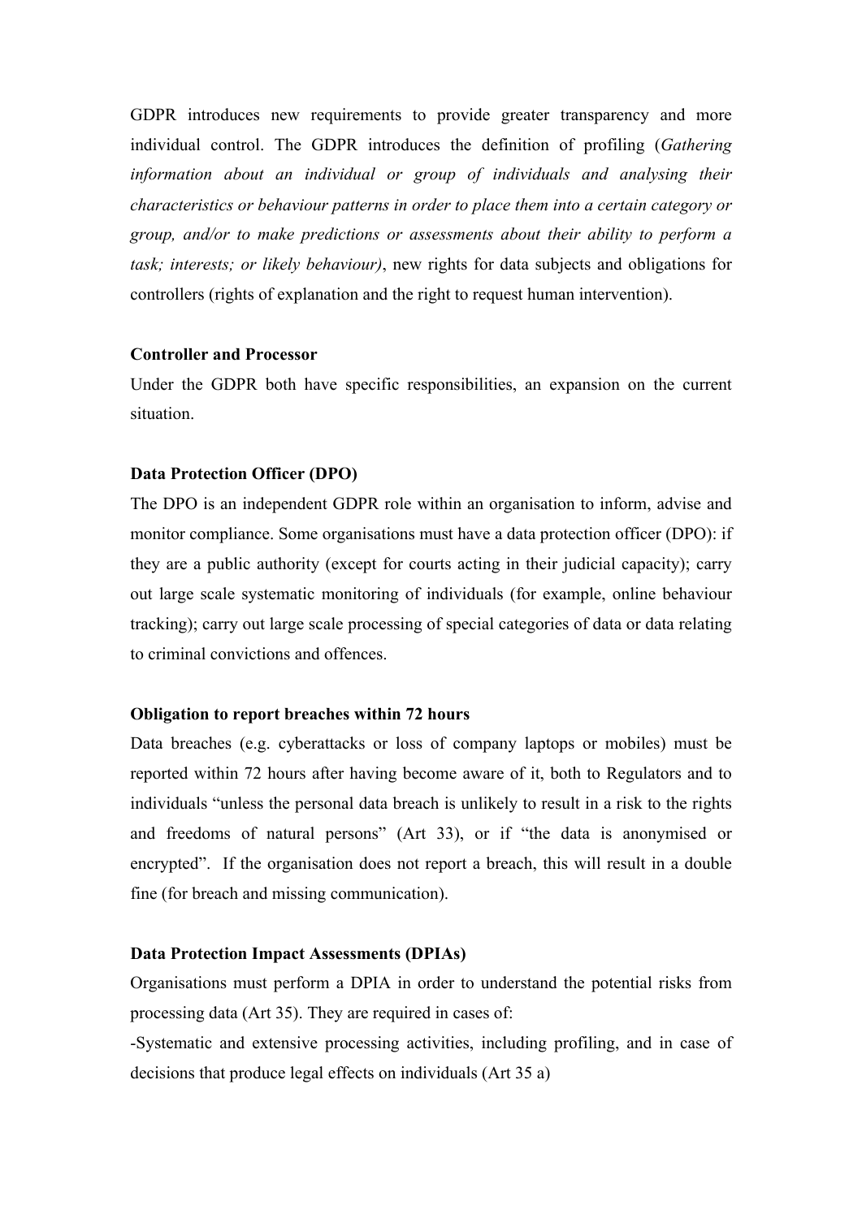GDPR introduces new requirements to provide greater transparency and more individual control. The GDPR introduces the definition of profiling (*Gathering information about an individual or group of individuals and analysing their characteristics or behaviour patterns in order to place them into a certain category or group, and/or to make predictions or assessments about their ability to perform a task; interests; or likely behaviour)*, new rights for data subjects and obligations for controllers (rights of explanation and the right to request human intervention).

**Controller and Processor**

Under the GDPR both have specific responsibilities, an expansion on the current situation.

**Data Protection Officer (DPO)**

The DPO is an independent GDPR role within an organisation to inform, advise and monitor compliance. Some organisations must have a data protection officer (DPO): if they are a public authority (except for courts acting in their judicial capacity); carry out large scale systematic monitoring of individuals (for example, online behaviour tracking); carry out large scale processing of special categories of data or data relating to criminal convictions and offences.

**Obligation to report breaches within 72 hours**

Data breaches (e.g. cyberattacks or loss of company laptops or mobiles) must be reported within 72 hours after having become aware of it, both to Regulators and to individuals "unless the personal data breach is unlikely to result in a risk to the rights and freedoms of natural persons" (Art 33), or if "the data is anonymised or encrypted". If the organisation does not report a breach, this will result in a double fine (for breach and missing communication).

**Data Protection Impact Assessments (DPIAs)**

Organisations must perform a DPIA in order to understand the potential risks from processing data (Art 35). They are required in cases of:

-Systematic and extensive processing activities, including profiling, and in case of decisions that produce legal effects on individuals (Art 35 a)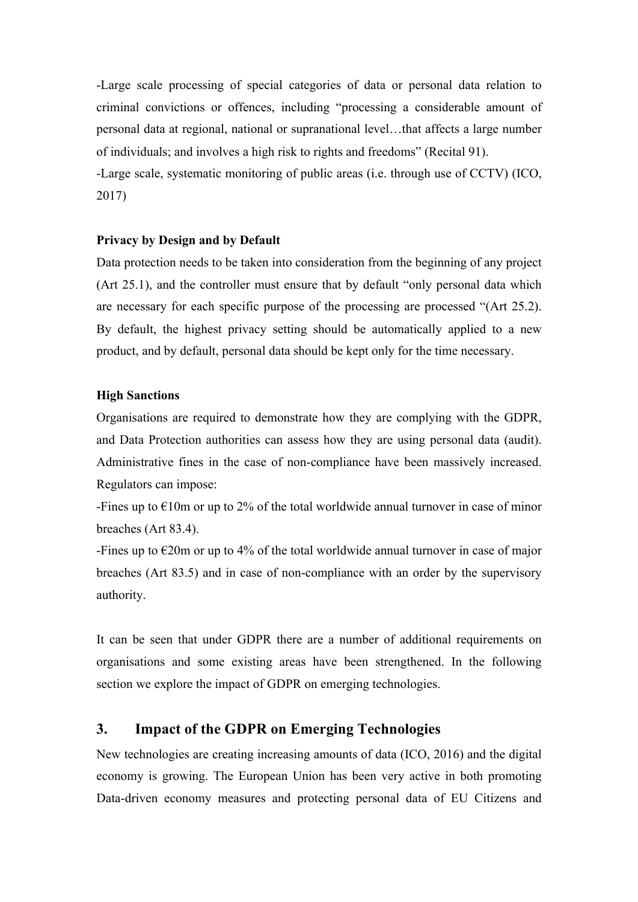-Large scale processing of special categories of data or personal data relation to criminal convictions or offences, including "processing a considerable amount of personal data at regional, national or supranational level…that affects a large number of individuals; and involves a high risk to rights and freedoms" (Recital 91).

-Large scale, systematic monitoring of public areas (i.e. through use of CCTV) (ICO, 2017)

**Privacy by Design and by Default**

Data protection needs to be taken into consideration from the beginning of any project (Art 25.1), and the controller must ensure that by default "only personal data which are necessary for each specific purpose of the processing are processed "(Art 25.2). By default, the highest privacy setting should be automatically applied to a new product, and by default, personal data should be kept only for the time necessary.

**High Sanctions**

Organisations are required to demonstrate how they are complying with the GDPR, and Data Protection authorities can assess how they are using personal data (audit). Administrative fines in the case of non-compliance have been massively increased. Regulators can impose:

-Fines up to €10m or up to 2% of the total worldwide annual turnover in case of minor breaches (Art 83.4).

-Fines up to €20m or up to 4% of the total worldwide annual turnover in case of major breaches (Art 83.5) and in case of non-compliance with an order by the supervisory authority.

It can be seen that under GDPR there are a number of additional requirements on organisations and some existing areas have been strengthened. In the following section we explore the impact of GDPR on emerging technologies.

## 3. Impact of the GDPR on Emerging Technologies

New technologies are creating increasing amounts of data (ICO, 2016) and the digital economy is growing. The European Union has been very active in both promoting Data-driven economy measures and protecting personal data of EU Citizens and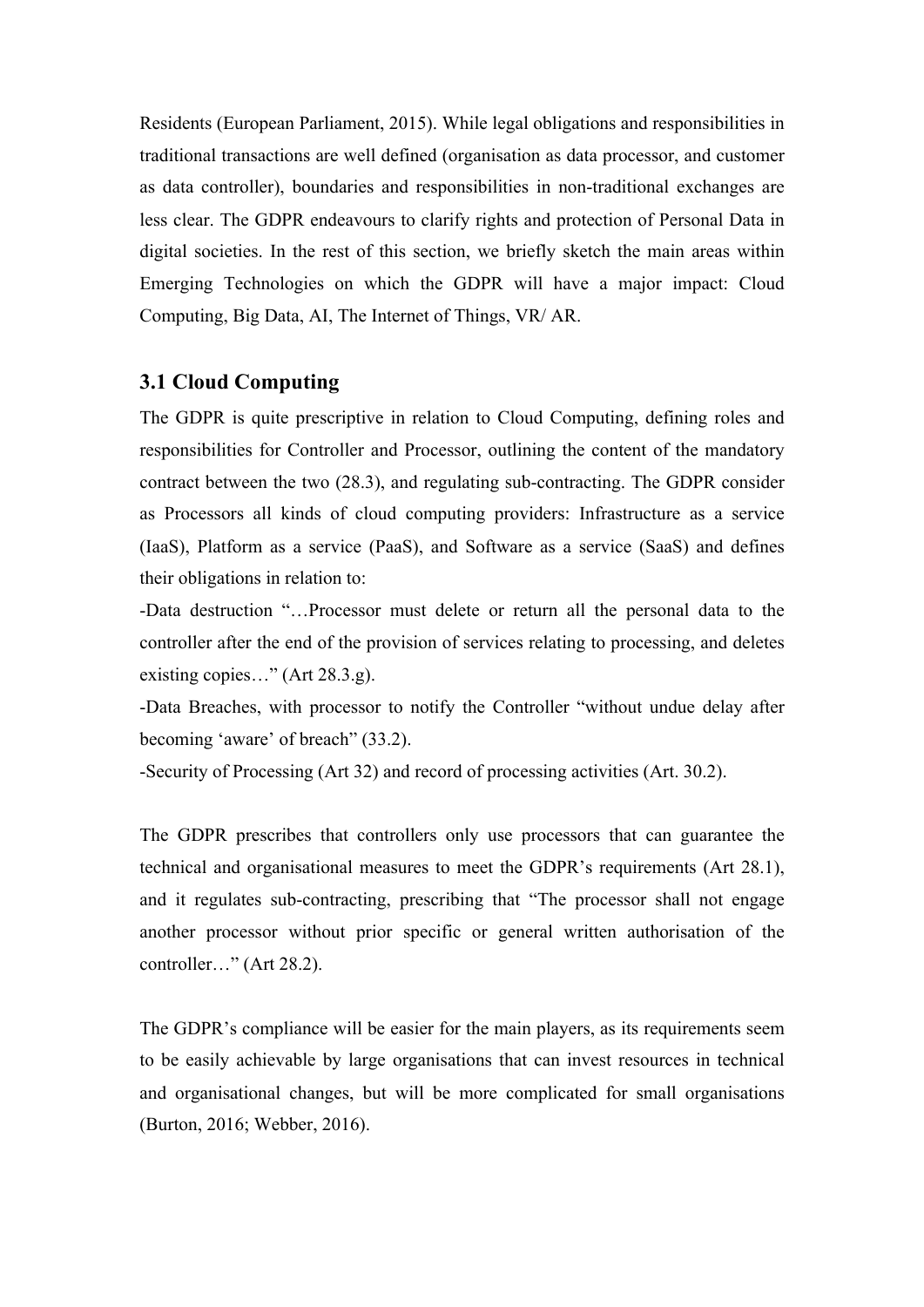Residents (European Parliament, 2015). While legal obligations and responsibilities in traditional transactions are well defined (organisation as data processor, and customer as data controller), boundaries and responsibilities in non-traditional exchanges are less clear. The GDPR endeavours to clarify rights and protection of Personal Data in digital societies. In the rest of this section, we briefly sketch the main areas within Emerging Technologies on which the GDPR will have a major impact: Cloud Computing, Big Data, AI, The Internet of Things, VR/ AR.

### 3.1 Cloud Computing

The GDPR is quite prescriptive in relation to Cloud Computing, defining roles and responsibilities for Controller and Processor, outlining the content of the mandatory contract between the two (28.3), and regulating sub-contracting. The GDPR consider as Processors all kinds of cloud computing providers: Infrastructure as a service (IaaS), Platform as a service (PaaS), and Software as a service (SaaS) and defines their obligations in relation to:

-Data destruction "…Processor must delete or return all the personal data to the controller after the end of the provision of services relating to processing, and deletes existing copies…" (Art 28.3.g).

-Data Breaches, with processor to notify the Controller "without undue delay after becoming 'aware' of breach" (33.2).

-Security of Processing (Art 32) and record of processing activities (Art. 30.2).

The GDPR prescribes that controllers only use processors that can guarantee the technical and organisational measures to meet the GDPR's requirements (Art 28.1), and it regulates sub-contracting, prescribing that "The processor shall not engage another processor without prior specific or general written authorisation of the controller…" (Art 28.2).

The GDPR's compliance will be easier for the main players, as its requirements seem to be easily achievable by large organisations that can invest resources in technical and organisational changes, but will be more complicated for small organisations (Burton, 2016; Webber, 2016).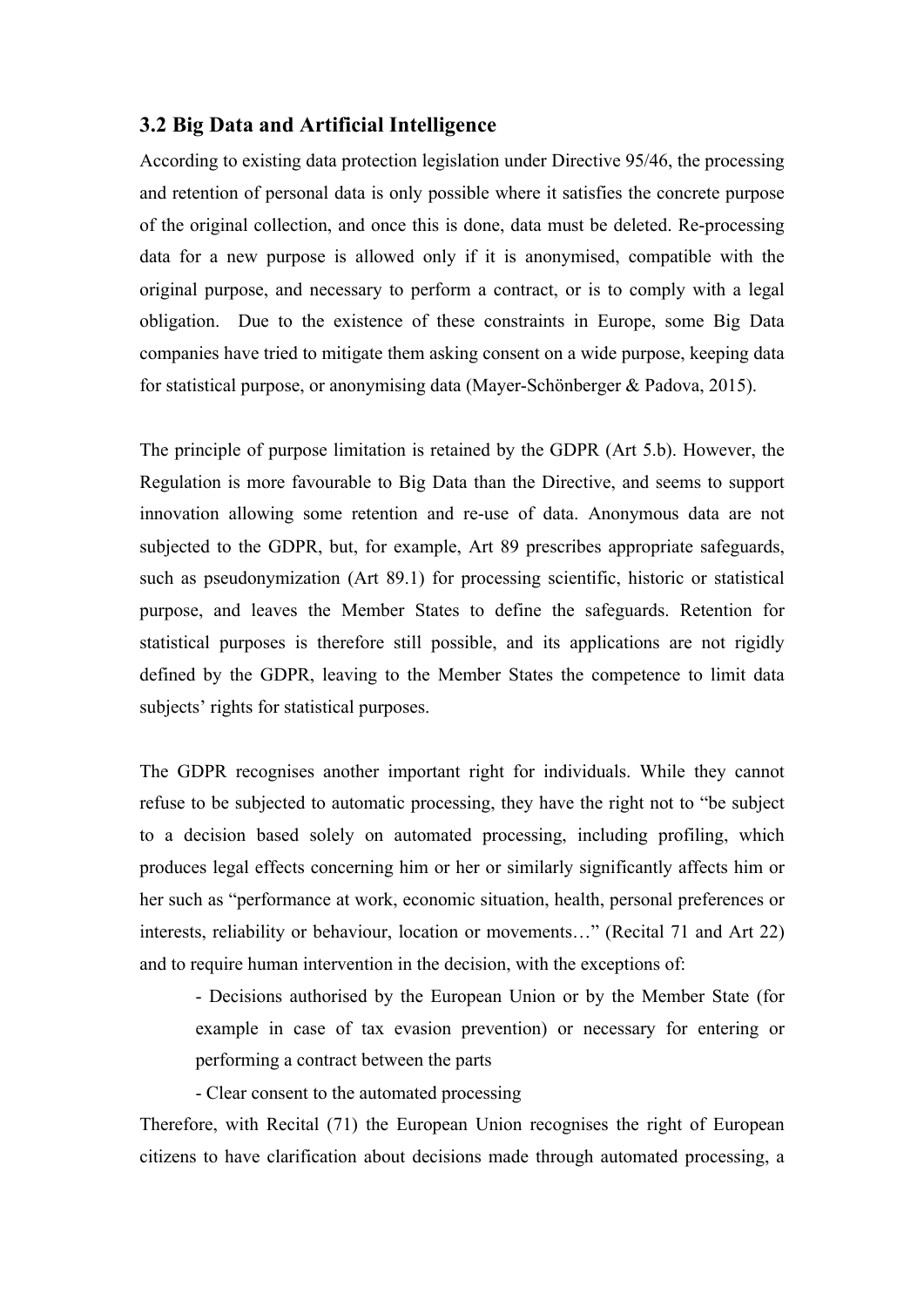### 3.2 Big Data and Artificial Intelligence

According to existing data protection legislation under Directive 95/46, the processing and retention of personal data is only possible where it satisfies the concrete purpose of the original collection, and once this is done, data must be deleted. Re-processing data for a new purpose is allowed only if it is anonymised, compatible with the original purpose, and necessary to perform a contract, or is to comply with a legal obligation. Due to the existence of these constraints in Europe, some Big Data companies have tried to mitigate them asking consent on a wide purpose, keeping data for statistical purpose, or anonymising data (Mayer-Schönberger & Padova, 2015).

The principle of purpose limitation is retained by the GDPR (Art 5.b). However, the Regulation is more favourable to Big Data than the Directive, and seems to support innovation allowing some retention and re-use of data. Anonymous data are not subjected to the GDPR, but, for example, Art 89 prescribes appropriate safeguards, such as pseudonymization (Art 89.1) for processing scientific, historic or statistical purpose, and leaves the Member States to define the safeguards. Retention for statistical purposes is therefore still possible, and its applications are not rigidly defined by the GDPR, leaving to the Member States the competence to limit data subjects' rights for statistical purposes.

The GDPR recognises another important right for individuals. While they cannot refuse to be subjected to automatic processing, they have the right not to "be subject to a decision based solely on automated processing, including profiling, which produces legal effects concerning him or her or similarly significantly affects him or her such as "performance at work, economic situation, health, personal preferences or interests, reliability or behaviour, location or movements…" (Recital 71 and Art 22) and to require human intervention in the decision, with the exceptions of:

- Decisions authorised by the European Union or by the Member State (for example in case of tax evasion prevention) or necessary for entering or performing a contract between the parts
- Clear consent to the automated processing

Therefore, with Recital (71) the European Union recognises the right of European citizens to have clarification about decisions made through automated processing, a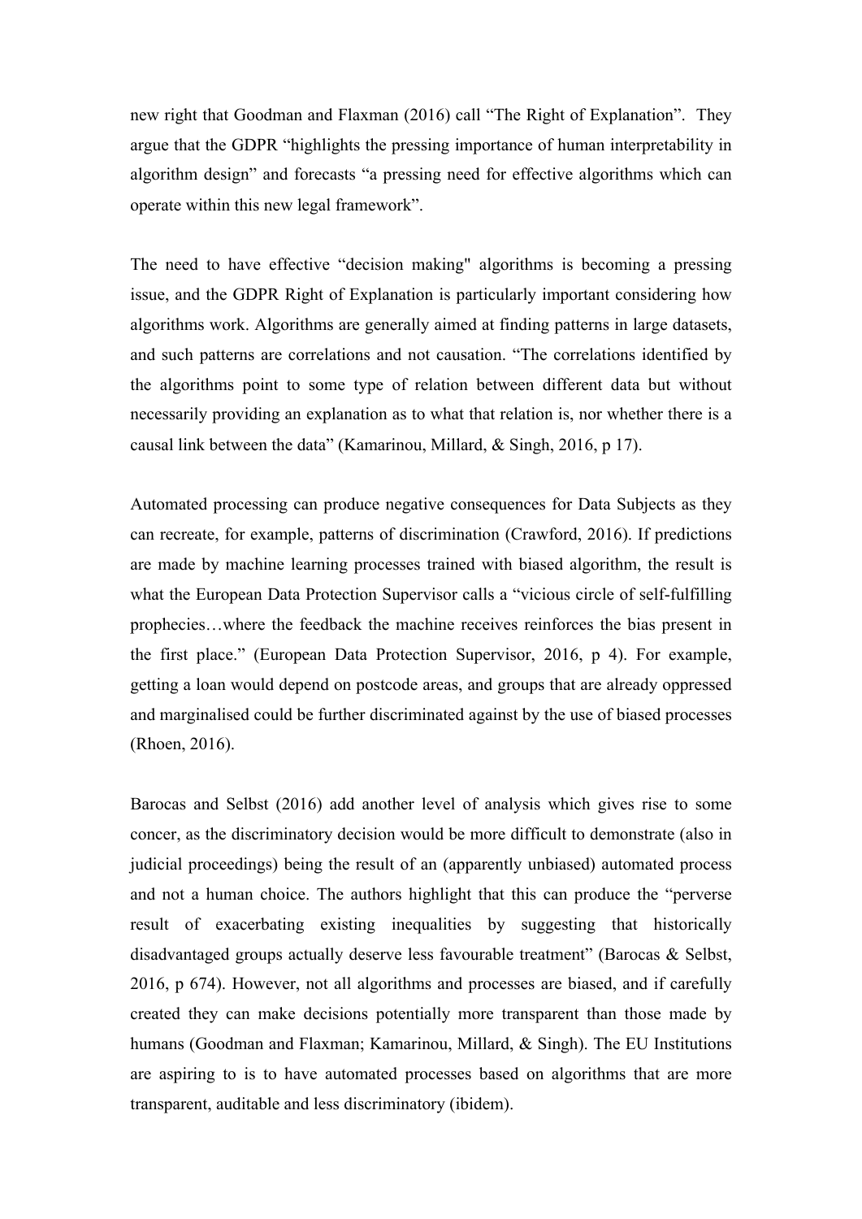new right that Goodman and Flaxman (2016) call "The Right of Explanation". They argue that the GDPR "highlights the pressing importance of human interpretability in algorithm design" and forecasts "a pressing need for effective algorithms which can operate within this new legal framework".

The need to have effective "decision making" algorithms is becoming a pressing issue, and the GDPR Right of Explanation is particularly important considering how algorithms work. Algorithms are generally aimed at finding patterns in large datasets, and such patterns are correlations and not causation. "The correlations identified by the algorithms point to some type of relation between different data but without necessarily providing an explanation as to what that relation is, nor whether there is a causal link between the data" (Kamarinou, Millard, & Singh, 2016, p 17).

Automated processing can produce negative consequences for Data Subjects as they can recreate, for example, patterns of discrimination (Crawford, 2016). If predictions are made by machine learning processes trained with biased algorithm, the result is what the European Data Protection Supervisor calls a "vicious circle of self-fulfilling prophecies…where the feedback the machine receives reinforces the bias present in the first place." (European Data Protection Supervisor, 2016, p 4). For example, getting a loan would depend on postcode areas, and groups that are already oppressed and marginalised could be further discriminated against by the use of biased processes (Rhoen, 2016).

Barocas and Selbst (2016) add another level of analysis which gives rise to some concer, as the discriminatory decision would be more difficult to demonstrate (also in judicial proceedings) being the result of an (apparently unbiased) automated process and not a human choice. The authors highlight that this can produce the "perverse result of exacerbating existing inequalities by suggesting that historically disadvantaged groups actually deserve less favourable treatment" (Barocas & Selbst, 2016, p 674). However, not all algorithms and processes are biased, and if carefully created they can make decisions potentially more transparent than those made by humans (Goodman and Flaxman; Kamarinou, Millard, & Singh). The EU Institutions are aspiring to is to have automated processes based on algorithms that are more transparent, auditable and less discriminatory (ibidem).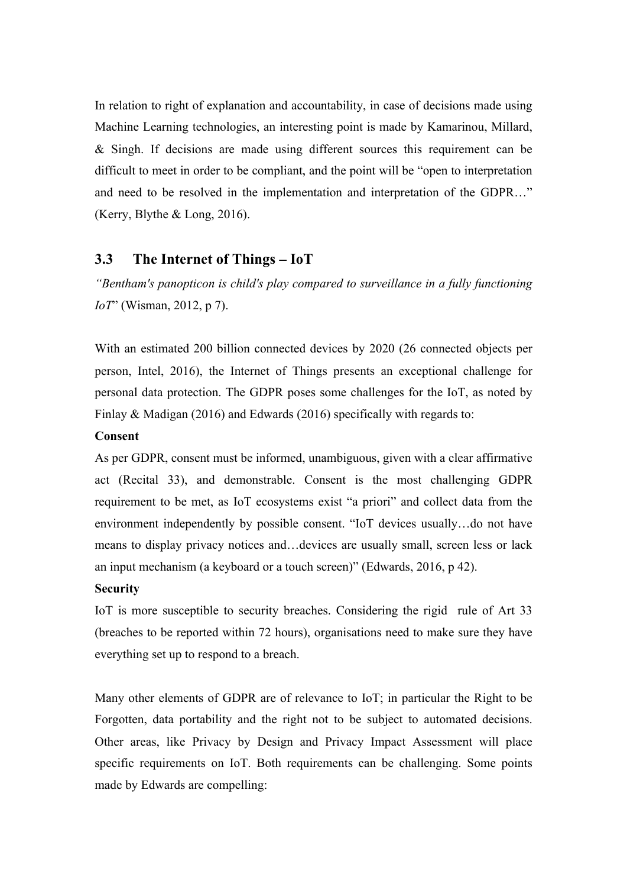In relation to right of explanation and accountability, in case of decisions made using Machine Learning technologies, an interesting point is made by Kamarinou, Millard, & Singh. If decisions are made using different sources this requirement can be difficult to meet in order to be compliant, and the point will be "open to interpretation and need to be resolved in the implementation and interpretation of the GDPR…" (Kerry, Blythe & Long, 2016).

## 3.3 The Internet of Things – IoT

*"Bentham's panopticon is child's play compared to surveillance in a fully functioning IoT*" (Wisman, 2012, p 7).

With an estimated 200 billion connected devices by 2020 (26 connected objects per person, Intel, 2016), the Internet of Things presents an exceptional challenge for personal data protection. The GDPR poses some challenges for the IoT, as noted by Finlay & Madigan (2016) and Edwards (2016) specifically with regards to:

**Consent**

As per GDPR, consent must be informed, unambiguous, given with a clear affirmative act (Recital 33), and demonstrable. Consent is the most challenging GDPR requirement to be met, as IoT ecosystems exist "a priori" and collect data from the environment independently by possible consent. "IoT devices usually…do not have means to display privacy notices and…devices are usually small, screen less or lack an input mechanism (a keyboard or a touch screen)" (Edwards, 2016, p 42).

**Security**

IoT is more susceptible to security breaches. Considering the rigid rule of Art 33 (breaches to be reported within 72 hours), organisations need to make sure they have everything set up to respond to a breach.

Many other elements of GDPR are of relevance to IoT; in particular the Right to be Forgotten, data portability and the right not to be subject to automated decisions. Other areas, like Privacy by Design and Privacy Impact Assessment will place specific requirements on IoT. Both requirements can be challenging. Some points made by Edwards are compelling: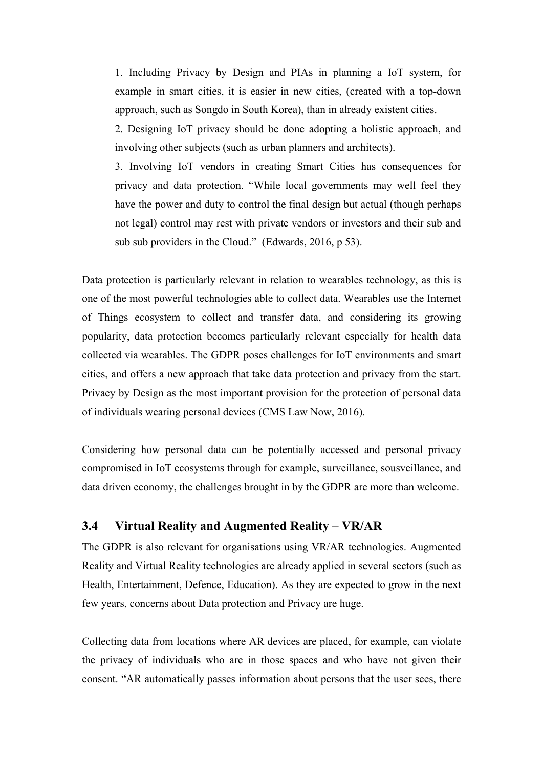1. Including Privacy by Design and PIAs in planning a IoT system, for example in smart cities, it is easier in new cities, (created with a top-down approach, such as Songdo in South Korea), than in already existent cities.
2. Designing IoT privacy should be done adopting a holistic approach, and involving other subjects (such as urban planners and architects).
3. Involving IoT vendors in creating Smart Cities has consequences for privacy and data protection. "While local governments may well feel they have the power and duty to control the final design but actual (though perhaps not legal) control may rest with private vendors or investors and their sub and sub sub providers in the Cloud." (Edwards, 2016, p 53).

Data protection is particularly relevant in relation to wearables technology, as this is one of the most powerful technologies able to collect data. Wearables use the Internet of Things ecosystem to collect and transfer data, and considering its growing popularity, data protection becomes particularly relevant especially for health data collected via wearables. The GDPR poses challenges for IoT environments and smart cities, and offers a new approach that take data protection and privacy from the start. Privacy by Design as the most important provision for the protection of personal data of individuals wearing personal devices (CMS Law Now, 2016).

Considering how personal data can be potentially accessed and personal privacy compromised in IoT ecosystems through for example, surveillance, sousveillance, and data driven economy, the challenges brought in by the GDPR are more than welcome.

## 3.4 Virtual Reality and Augmented Reality – VR/AR

The GDPR is also relevant for organisations using VR/AR technologies. Augmented Reality and Virtual Reality technologies are already applied in several sectors (such as Health, Entertainment, Defence, Education). As they are expected to grow in the next few years, concerns about Data protection and Privacy are huge.

Collecting data from locations where AR devices are placed, for example, can violate the privacy of individuals who are in those spaces and who have not given their consent. "AR automatically passes information about persons that the user sees, there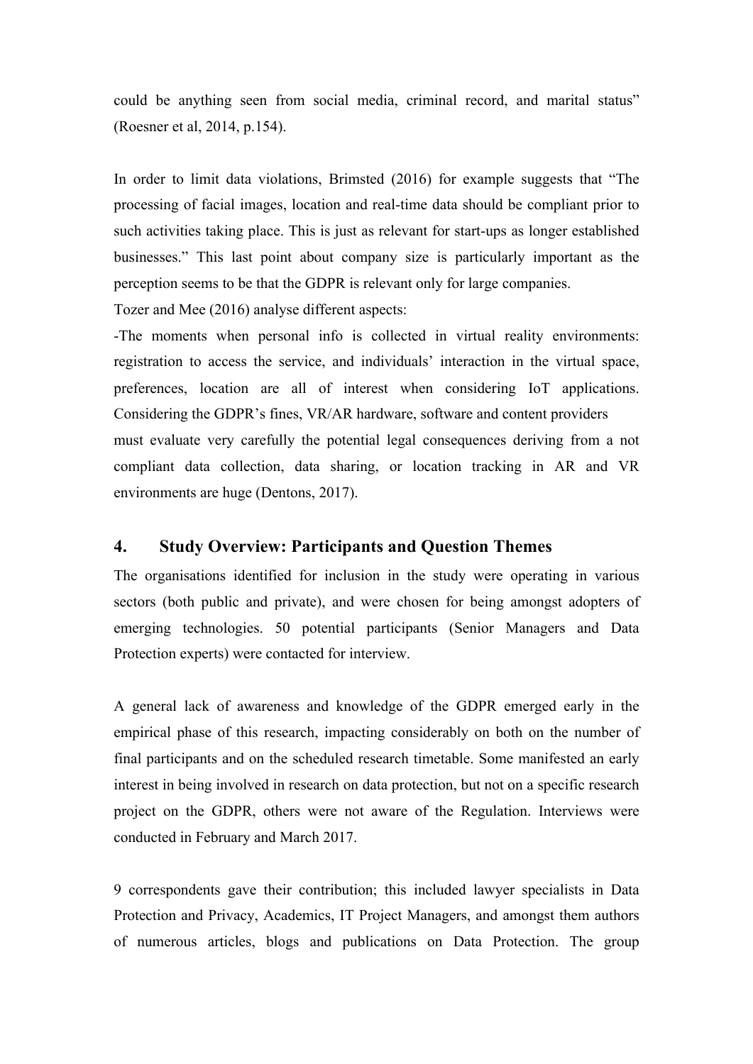could be anything seen from social media, criminal record, and marital status" (Roesner et al, 2014, p.154).

In order to limit data violations, Brimsted (2016) for example suggests that "The processing of facial images, location and real-time data should be compliant prior to such activities taking place. This is just as relevant for start-ups as longer established businesses." This last point about company size is particularly important as the perception seems to be that the GDPR is relevant only for large companies.

Tozer and Mee (2016) analyse different aspects:

-The moments when personal info is collected in virtual reality environments: registration to access the service, and individuals' interaction in the virtual space, preferences, location are all of interest when considering IoT applications. Considering the GDPR's fines, VR/AR hardware, software and content providers must evaluate very carefully the potential legal consequences deriving from a not compliant data collection, data sharing, or location tracking in AR and VR environments are huge (Dentons, 2017).

## 4. Study Overview: Participants and Question Themes

The organisations identified for inclusion in the study were operating in various sectors (both public and private), and were chosen for being amongst adopters of emerging technologies. 50 potential participants (Senior Managers and Data Protection experts) were contacted for interview.

A general lack of awareness and knowledge of the GDPR emerged early in the empirical phase of this research, impacting considerably on both on the number of final participants and on the scheduled research timetable. Some manifested an early interest in being involved in research on data protection, but not on a specific research project on the GDPR, others were not aware of the Regulation. Interviews were conducted in February and March 2017.

9 correspondents gave their contribution; this included lawyer specialists in Data Protection and Privacy, Academics, IT Project Managers, and amongst them authors of numerous articles, blogs and publications on Data Protection. The group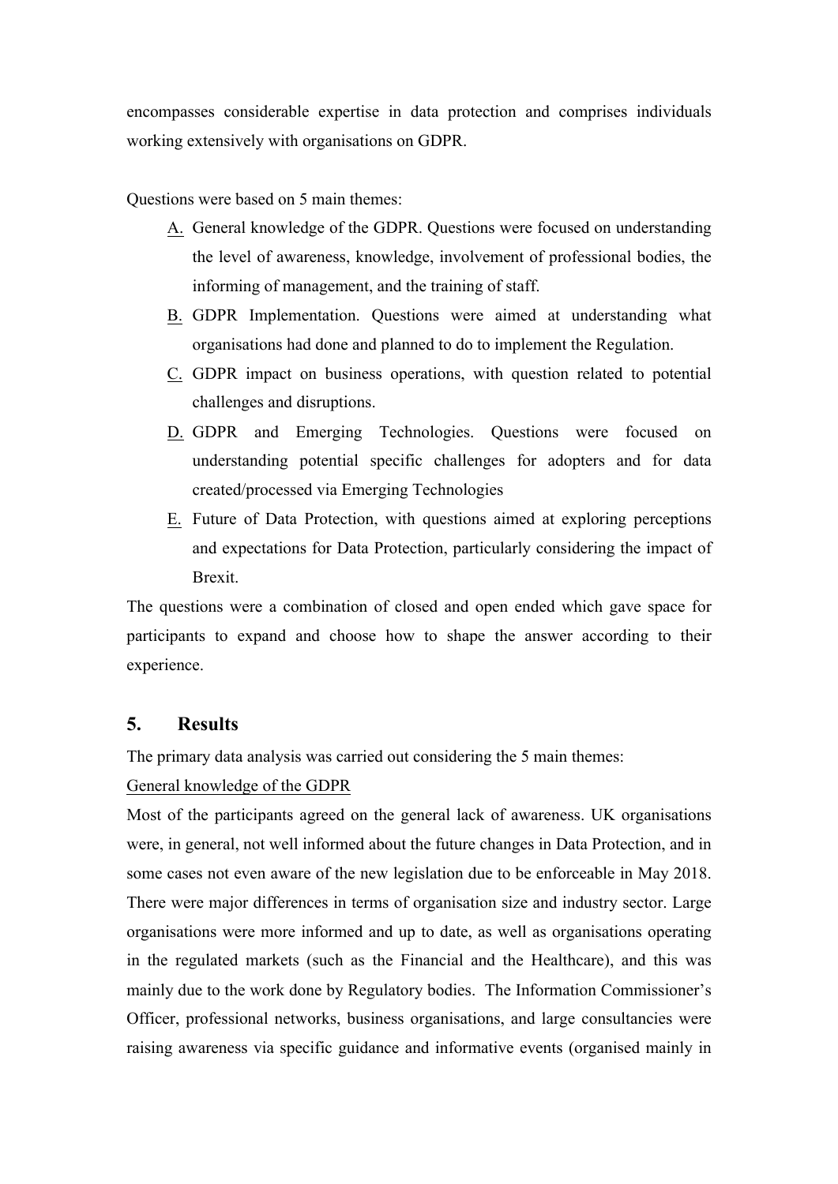encompasses considerable expertise in data protection and comprises individuals working extensively with organisations on GDPR.

Questions were based on 5 main themes:

A. General knowledge of the GDPR. Questions were focused on understanding the level of awareness, knowledge, involvement of professional bodies, the informing of management, and the training of staff.
B. GDPR Implementation. Questions were aimed at understanding what organisations had done and planned to do to implement the Regulation.
C. GDPR impact on business operations, with question related to potential challenges and disruptions.
D. GDPR and Emerging Technologies. Questions were focused on understanding potential specific challenges for adopters and for data created/processed via Emerging Technologies
E. Future of Data Protection, with questions aimed at exploring perceptions and expectations for Data Protection, particularly considering the impact of Brexit.

The questions were a combination of closed and open ended which gave space for participants to expand and choose how to shape the answer according to their experience.

## 5. Results

The primary data analysis was carried out considering the 5 main themes:

General knowledge of the GDPR

Most of the participants agreed on the general lack of awareness. UK organisations were, in general, not well informed about the future changes in Data Protection, and in some cases not even aware of the new legislation due to be enforceable in May 2018. There were major differences in terms of organisation size and industry sector. Large organisations were more informed and up to date, as well as organisations operating in the regulated markets (such as the Financial and the Healthcare), and this was mainly due to the work done by Regulatory bodies. The Information Commissioner's Officer, professional networks, business organisations, and large consultancies were raising awareness via specific guidance and informative events (organised mainly in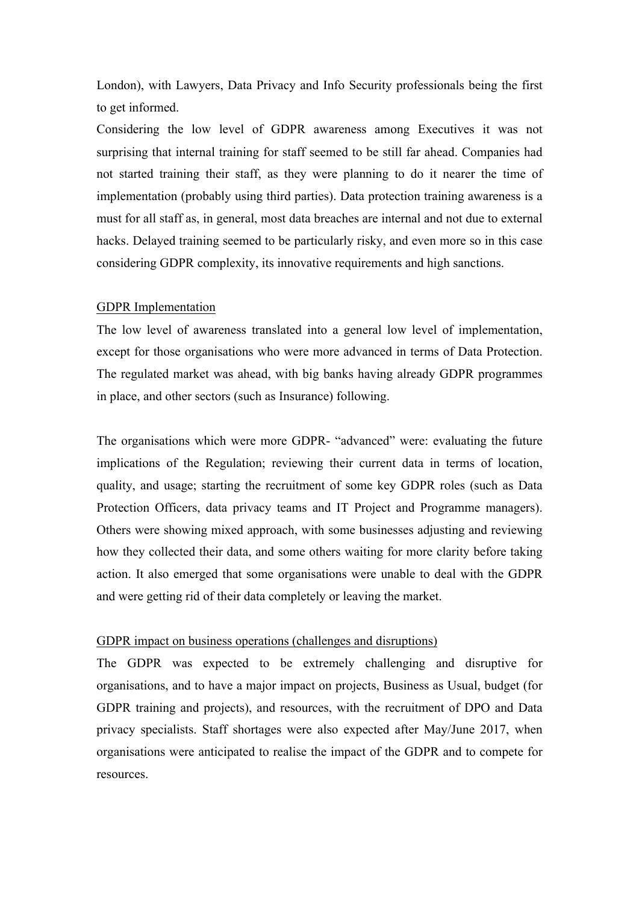London), with Lawyers, Data Privacy and Info Security professionals being the first to get informed.

Considering the low level of GDPR awareness among Executives it was not surprising that internal training for staff seemed to be still far ahead. Companies had not started training their staff, as they were planning to do it nearer the time of implementation (probably using third parties). Data protection training awareness is a must for all staff as, in general, most data breaches are internal and not due to external hacks. Delayed training seemed to be particularly risky, and even more so in this case considering GDPR complexity, its innovative requirements and high sanctions.

<u>GDPR Implementation</u>

The low level of awareness translated into a general low level of implementation, except for those organisations who were more advanced in terms of Data Protection. The regulated market was ahead, with big banks having already GDPR programmes in place, and other sectors (such as Insurance) following.

The organisations which were more GDPR- "advanced" were: evaluating the future implications of the Regulation; reviewing their current data in terms of location, quality, and usage; starting the recruitment of some key GDPR roles (such as Data Protection Officers, data privacy teams and IT Project and Programme managers). Others were showing mixed approach, with some businesses adjusting and reviewing how they collected their data, and some others waiting for more clarity before taking action. It also emerged that some organisations were unable to deal with the GDPR and were getting rid of their data completely or leaving the market.

<u>GDPR impact on business operations (challenges and disruptions)</u>

The GDPR was expected to be extremely challenging and disruptive for organisations, and to have a major impact on projects, Business as Usual, budget (for GDPR training and projects), and resources, with the recruitment of DPO and Data privacy specialists. Staff shortages were also expected after May/June 2017, when organisations were anticipated to realise the impact of the GDPR and to compete for resources.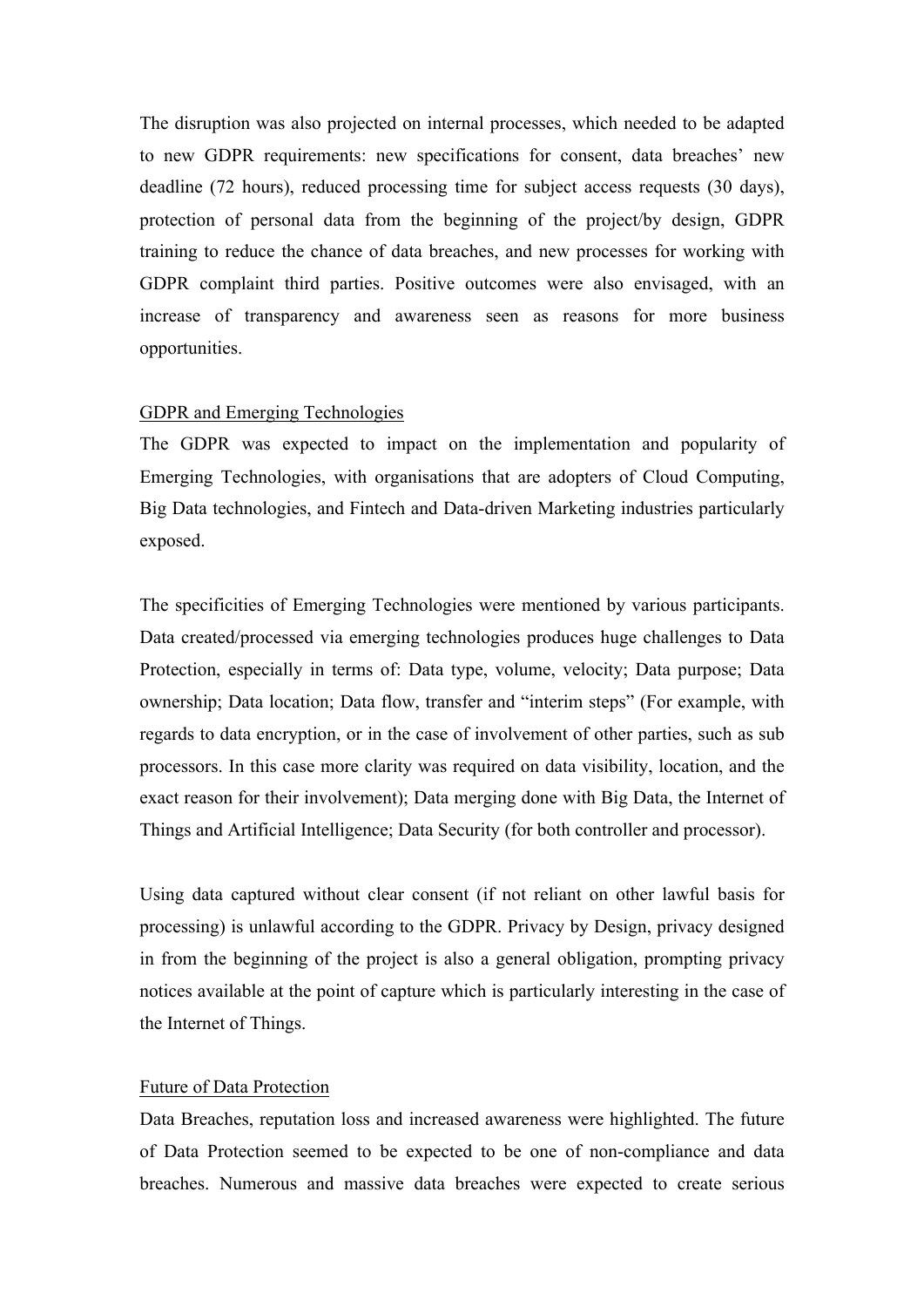The disruption was also projected on internal processes, which needed to be adapted to new GDPR requirements: new specifications for consent, data breaches' new deadline (72 hours), reduced processing time for subject access requests (30 days), protection of personal data from the beginning of the project/by design, GDPR training to reduce the chance of data breaches, and new processes for working with GDPR complaint third parties. Positive outcomes were also envisaged, with an increase of transparency and awareness seen as reasons for more business opportunities.

### GDPR and Emerging Technologies

The GDPR was expected to impact on the implementation and popularity of Emerging Technologies, with organisations that are adopters of Cloud Computing, Big Data technologies, and Fintech and Data-driven Marketing industries particularly exposed.

The specificities of Emerging Technologies were mentioned by various participants. Data created/processed via emerging technologies produces huge challenges to Data Protection, especially in terms of: Data type, volume, velocity; Data purpose; Data ownership; Data location; Data flow, transfer and "interim steps" (For example, with regards to data encryption, or in the case of involvement of other parties, such as sub processors. In this case more clarity was required on data visibility, location, and the exact reason for their involvement); Data merging done with Big Data, the Internet of Things and Artificial Intelligence; Data Security (for both controller and processor).

Using data captured without clear consent (if not reliant on other lawful basis for processing) is unlawful according to the GDPR. Privacy by Design, privacy designed in from the beginning of the project is also a general obligation, prompting privacy notices available at the point of capture which is particularly interesting in the case of the Internet of Things.

### Future of Data Protection

Data Breaches, reputation loss and increased awareness were highlighted. The future of Data Protection seemed to be expected to be one of non-compliance and data breaches. Numerous and massive data breaches were expected to create serious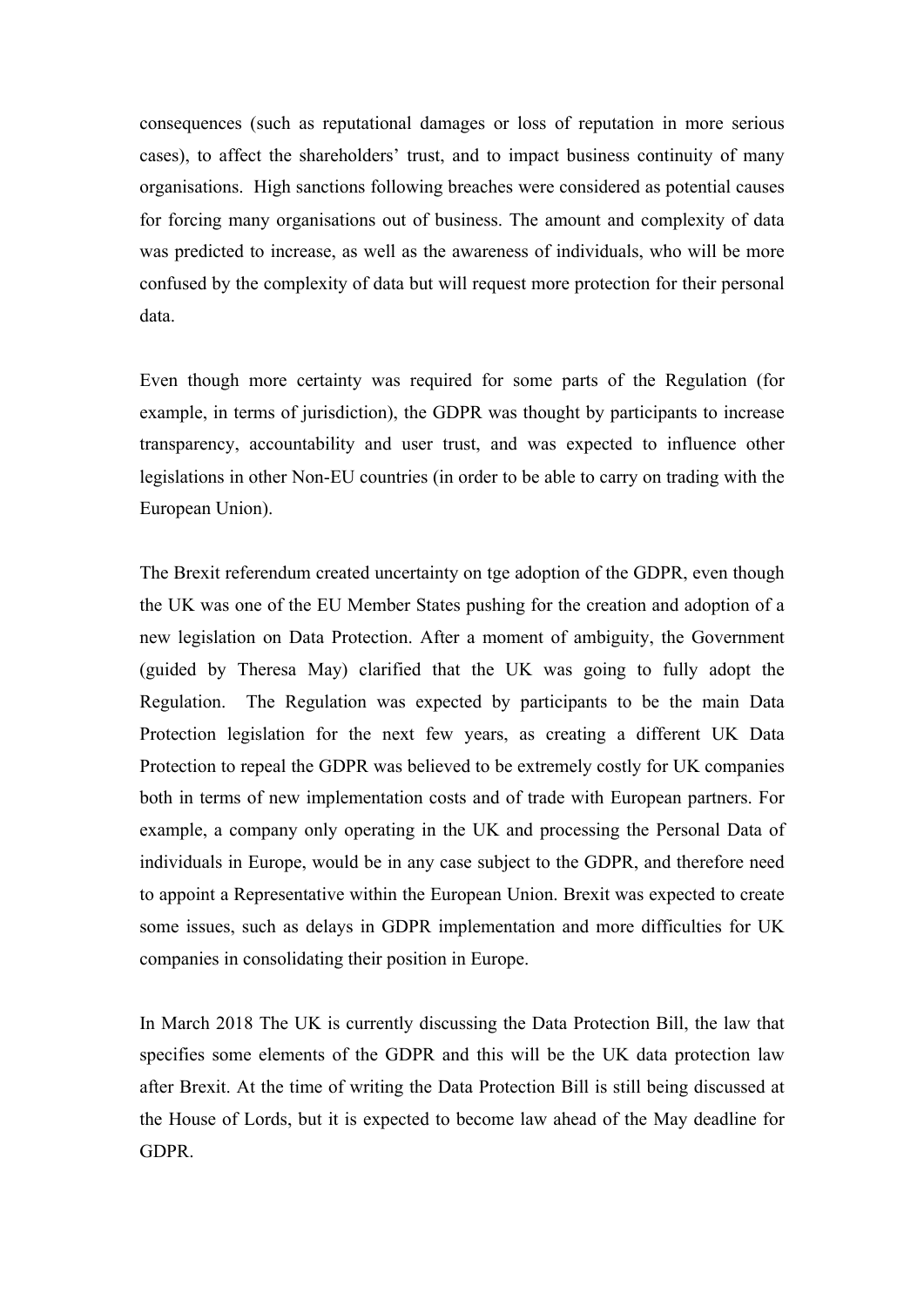consequences (such as reputational damages or loss of reputation in more serious cases), to affect the shareholders' trust, and to impact business continuity of many organisations. High sanctions following breaches were considered as potential causes for forcing many organisations out of business. The amount and complexity of data was predicted to increase, as well as the awareness of individuals, who will be more confused by the complexity of data but will request more protection for their personal data.

Even though more certainty was required for some parts of the Regulation (for example, in terms of jurisdiction), the GDPR was thought by participants to increase transparency, accountability and user trust, and was expected to influence other legislations in other Non-EU countries (in order to be able to carry on trading with the European Union).

The Brexit referendum created uncertainty on tge adoption of the GDPR, even though the UK was one of the EU Member States pushing for the creation and adoption of a new legislation on Data Protection. After a moment of ambiguity, the Government (guided by Theresa May) clarified that the UK was going to fully adopt the Regulation. The Regulation was expected by participants to be the main Data Protection legislation for the next few years, as creating a different UK Data Protection to repeal the GDPR was believed to be extremely costly for UK companies both in terms of new implementation costs and of trade with European partners. For example, a company only operating in the UK and processing the Personal Data of individuals in Europe, would be in any case subject to the GDPR, and therefore need to appoint a Representative within the European Union. Brexit was expected to create some issues, such as delays in GDPR implementation and more difficulties for UK companies in consolidating their position in Europe.

In March 2018 The UK is currently discussing the Data Protection Bill, the law that specifies some elements of the GDPR and this will be the UK data protection law after Brexit. At the time of writing the Data Protection Bill is still being discussed at the House of Lords, but it is expected to become law ahead of the May deadline for GDPR.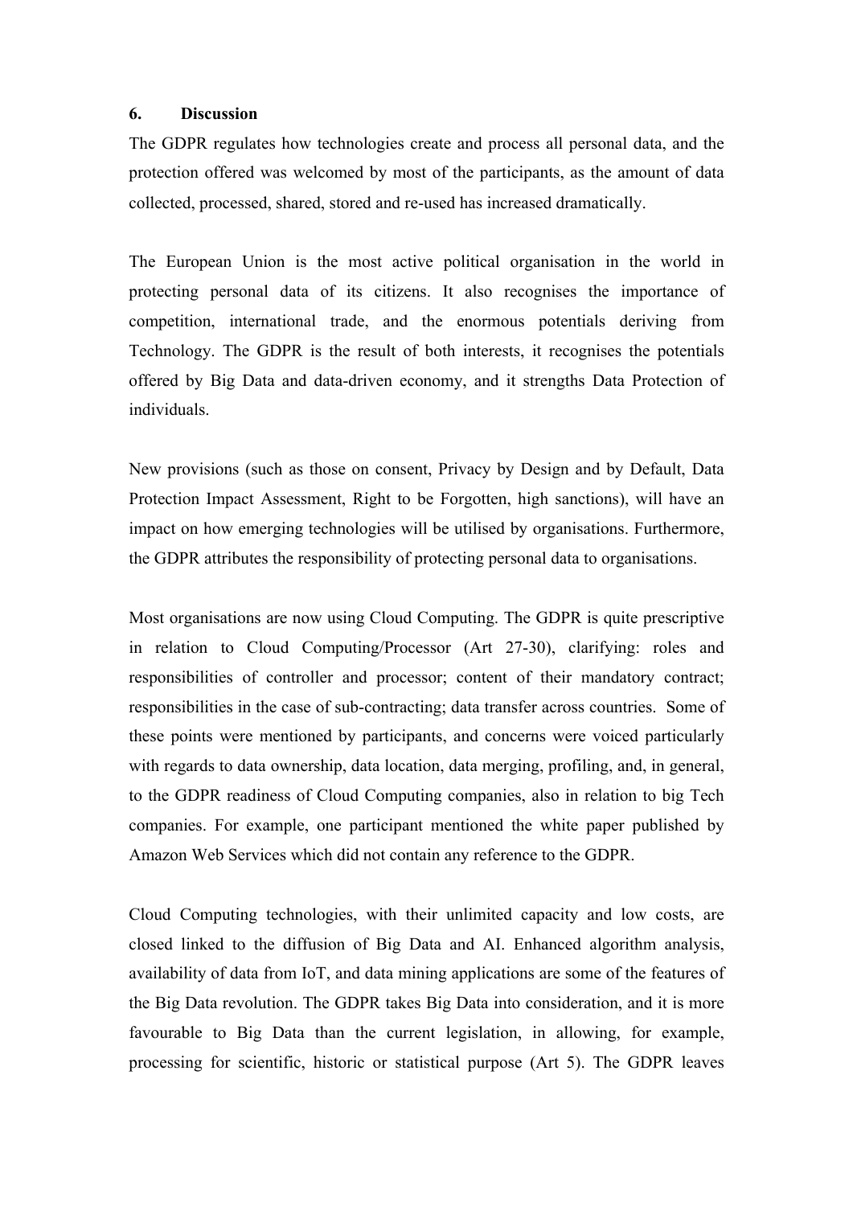## 6. Discussion

The GDPR regulates how technologies create and process all personal data, and the protection offered was welcomed by most of the participants, as the amount of data collected, processed, shared, stored and re-used has increased dramatically.

The European Union is the most active political organisation in the world in protecting personal data of its citizens. It also recognises the importance of competition, international trade, and the enormous potentials deriving from Technology. The GDPR is the result of both interests, it recognises the potentials offered by Big Data and data-driven economy, and it strengths Data Protection of individuals.

New provisions (such as those on consent, Privacy by Design and by Default, Data Protection Impact Assessment, Right to be Forgotten, high sanctions), will have an impact on how emerging technologies will be utilised by organisations. Furthermore, the GDPR attributes the responsibility of protecting personal data to organisations.

Most organisations are now using Cloud Computing. The GDPR is quite prescriptive in relation to Cloud Computing/Processor (Art 27-30), clarifying: roles and responsibilities of controller and processor; content of their mandatory contract; responsibilities in the case of sub-contracting; data transfer across countries. Some of these points were mentioned by participants, and concerns were voiced particularly with regards to data ownership, data location, data merging, profiling, and, in general, to the GDPR readiness of Cloud Computing companies, also in relation to big Tech companies. For example, one participant mentioned the white paper published by Amazon Web Services which did not contain any reference to the GDPR.

Cloud Computing technologies, with their unlimited capacity and low costs, are closed linked to the diffusion of Big Data and AI. Enhanced algorithm analysis, availability of data from IoT, and data mining applications are some of the features of the Big Data revolution. The GDPR takes Big Data into consideration, and it is more favourable to Big Data than the current legislation, in allowing, for example, processing for scientific, historic or statistical purpose (Art 5). The GDPR leaves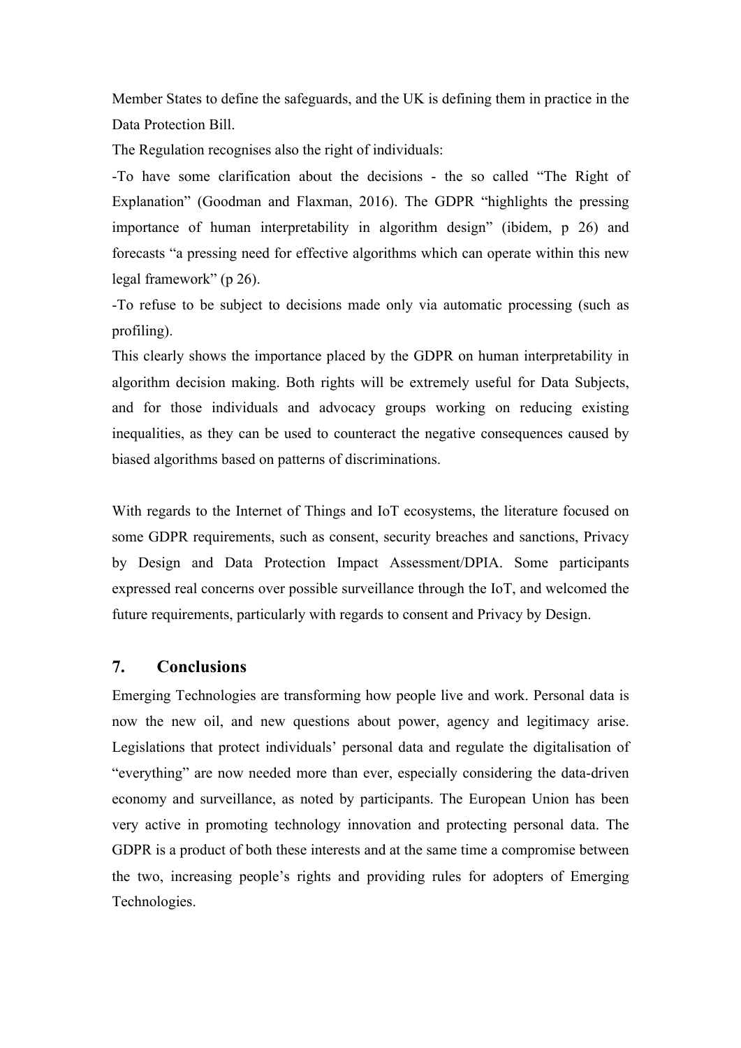Member States to define the safeguards, and the UK is defining them in practice in the Data Protection Bill.

The Regulation recognises also the right of individuals:

-To have some clarification about the decisions - the so called "The Right of Explanation" (Goodman and Flaxman, 2016). The GDPR "highlights the pressing importance of human interpretability in algorithm design" (ibidem, p 26) and forecasts "a pressing need for effective algorithms which can operate within this new legal framework" (p 26).

-To refuse to be subject to decisions made only via automatic processing (such as profiling).

This clearly shows the importance placed by the GDPR on human interpretability in algorithm decision making. Both rights will be extremely useful for Data Subjects, and for those individuals and advocacy groups working on reducing existing inequalities, as they can be used to counteract the negative consequences caused by biased algorithms based on patterns of discriminations.

With regards to the Internet of Things and IoT ecosystems, the literature focused on some GDPR requirements, such as consent, security breaches and sanctions, Privacy by Design and Data Protection Impact Assessment/DPIA. Some participants expressed real concerns over possible surveillance through the IoT, and welcomed the future requirements, particularly with regards to consent and Privacy by Design.

## 7. Conclusions

Emerging Technologies are transforming how people live and work. Personal data is now the new oil, and new questions about power, agency and legitimacy arise. Legislations that protect individuals' personal data and regulate the digitalisation of "everything" are now needed more than ever, especially considering the data-driven economy and surveillance, as noted by participants. The European Union has been very active in promoting technology innovation and protecting personal data. The GDPR is a product of both these interests and at the same time a compromise between the two, increasing people's rights and providing rules for adopters of Emerging Technologies.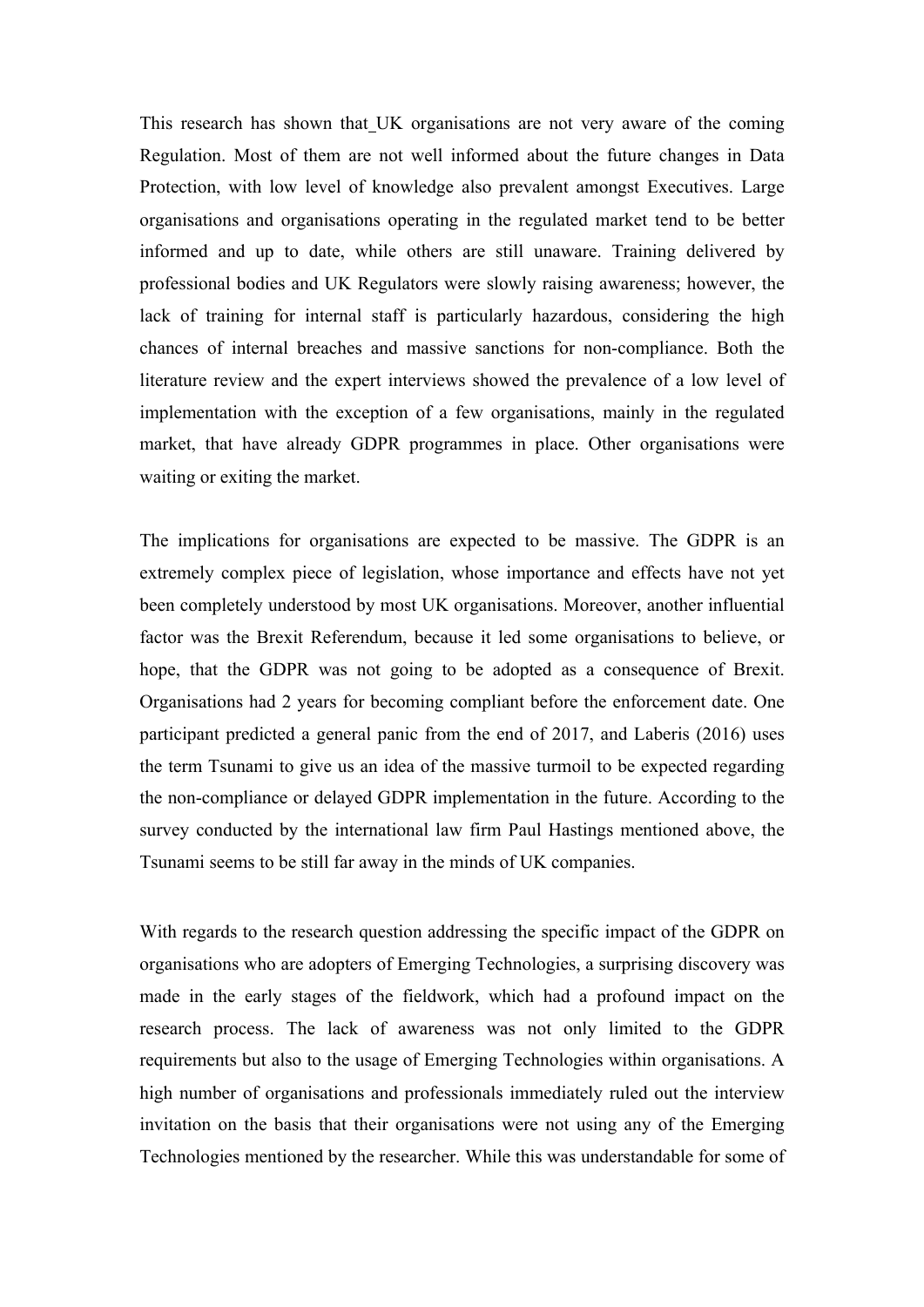This research has shown that_UK organisations are not very aware of the coming Regulation. Most of them are not well informed about the future changes in Data Protection, with low level of knowledge also prevalent amongst Executives. Large organisations and organisations operating in the regulated market tend to be better informed and up to date, while others are still unaware. Training delivered by professional bodies and UK Regulators were slowly raising awareness; however, the lack of training for internal staff is particularly hazardous, considering the high chances of internal breaches and massive sanctions for non-compliance. Both the literature review and the expert interviews showed the prevalence of a low level of implementation with the exception of a few organisations, mainly in the regulated market, that have already GDPR programmes in place. Other organisations were waiting or exiting the market.

The implications for organisations are expected to be massive. The GDPR is an extremely complex piece of legislation, whose importance and effects have not yet been completely understood by most UK organisations. Moreover, another influential factor was the Brexit Referendum, because it led some organisations to believe, or hope, that the GDPR was not going to be adopted as a consequence of Brexit. Organisations had 2 years for becoming compliant before the enforcement date. One participant predicted a general panic from the end of 2017, and Laberis (2016) uses the term Tsunami to give us an idea of the massive turmoil to be expected regarding the non-compliance or delayed GDPR implementation in the future. According to the survey conducted by the international law firm Paul Hastings mentioned above, the Tsunami seems to be still far away in the minds of UK companies.

With regards to the research question addressing the specific impact of the GDPR on organisations who are adopters of Emerging Technologies, a surprising discovery was made in the early stages of the fieldwork, which had a profound impact on the research process. The lack of awareness was not only limited to the GDPR requirements but also to the usage of Emerging Technologies within organisations. A high number of organisations and professionals immediately ruled out the interview invitation on the basis that their organisations were not using any of the Emerging Technologies mentioned by the researcher. While this was understandable for some of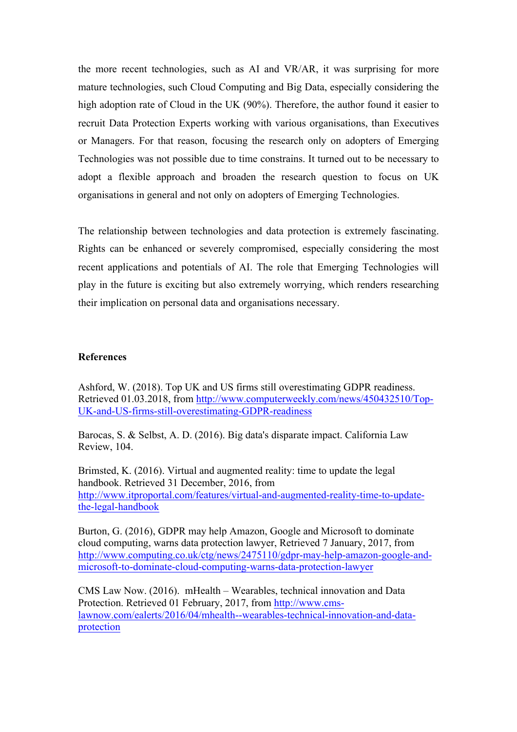the more recent technologies, such as AI and VR/AR, it was surprising for more mature technologies, such Cloud Computing and Big Data, especially considering the high adoption rate of Cloud in the UK (90%). Therefore, the author found it easier to recruit Data Protection Experts working with various organisations, than Executives or Managers. For that reason, focusing the research only on adopters of Emerging Technologies was not possible due to time constrains. It turned out to be necessary to adopt a flexible approach and broaden the research question to focus on UK organisations in general and not only on adopters of Emerging Technologies.

The relationship between technologies and data protection is extremely fascinating. Rights can be enhanced or severely compromised, especially considering the most recent applications and potentials of AI. The role that Emerging Technologies will play in the future is exciting but also extremely worrying, which renders researching their implication on personal data and organisations necessary.

**References**

Ashford, W. (2018). Top UK and US firms still overestimating GDPR readiness. Retrieved 01.03.2018, from http://www.computerweekly.com/news/450432510/Top-UK-and-US-firms-still-overestimating-GDPR-readiness

Barocas, S. & Selbst, A. D. (2016). Big data's disparate impact. California Law Review, 104.

Brimsted, K. (2016). Virtual and augmented reality: time to update the legal handbook. Retrieved 31 December, 2016, from http://www.itproportal.com/features/virtual-and-augmented-reality-time-to-update-the-legal-handbook

Burton, G. (2016), GDPR may help Amazon, Google and Microsoft to dominate cloud computing, warns data protection lawyer, Retrieved 7 January, 2017, from http://www.computing.co.uk/ctg/news/2475110/gdpr-may-help-amazon-google-and-microsoft-to-dominate-cloud-computing-warns-data-protection-lawyer

CMS Law Now. (2016). mHealth – Wearables, technical innovation and Data Protection. Retrieved 01 February, 2017, from http://www.cms-lawnow.com/ealerts/2016/04/mhealth--wearables-technical-innovation-and-data-protection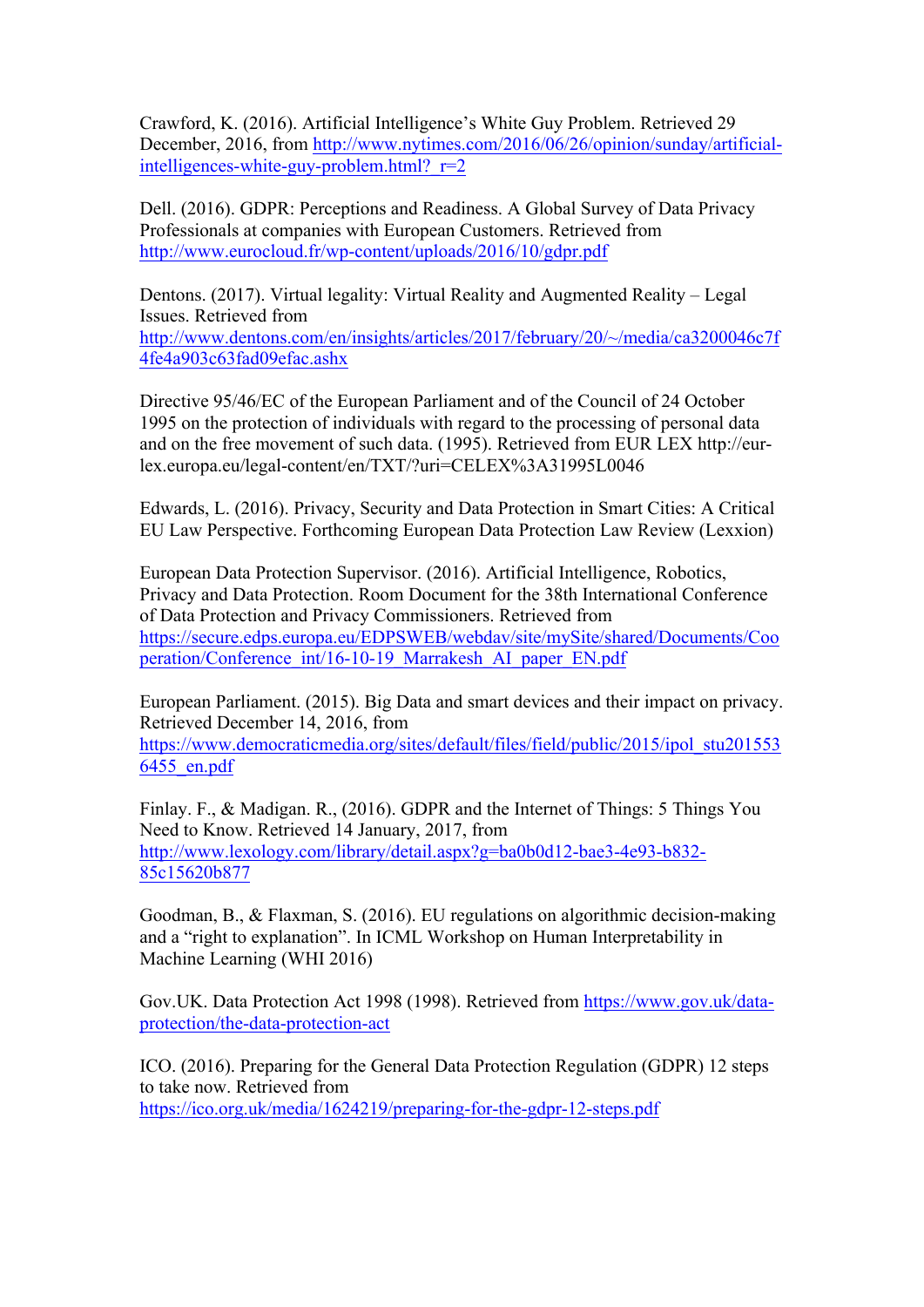Crawford, K. (2016). Artificial Intelligence's White Guy Problem. Retrieved 29 December, 2016, from http://www.nytimes.com/2016/06/26/opinion/sunday/artificial-intelligences-white-guy-problem.html?_r=2

Dell. (2016). GDPR: Perceptions and Readiness. A Global Survey of Data Privacy Professionals at companies with European Customers. Retrieved from http://www.eurocloud.fr/wp-content/uploads/2016/10/gdpr.pdf

Dentons. (2017). Virtual legality: Virtual Reality and Augmented Reality – Legal Issues. Retrieved from http://www.dentons.com/en/insights/articles/2017/february/20/~/media/ca3200046c7f4fe4a903c63fad09efac.ashx

Directive 95/46/EC of the European Parliament and of the Council of 24 October 1995 on the protection of individuals with regard to the processing of personal data and on the free movement of such data. (1995). Retrieved from EUR LEX http://eur-lex.europa.eu/legal-content/en/TXT/?uri=CELEX%3A31995L0046

Edwards, L. (2016). Privacy, Security and Data Protection in Smart Cities: A Critical EU Law Perspective. Forthcoming European Data Protection Law Review (Lexxion)

European Data Protection Supervisor. (2016). Artificial Intelligence, Robotics, Privacy and Data Protection. Room Document for the 38th International Conference of Data Protection and Privacy Commissioners. Retrieved from https://secure.edps.europa.eu/EDPSWEB/webdav/site/mySite/shared/Documents/Cooperation/Conference_int/16-10-19_Marrakesh_AI_paper_EN.pdf

European Parliament. (2015). Big Data and smart devices and their impact on privacy. Retrieved December 14, 2016, from https://www.democraticmedia.org/sites/default/files/field/public/2015/ipol_stu2015536455_en.pdf

Finlay. F., & Madigan. R., (2016). GDPR and the Internet of Things: 5 Things You Need to Know. Retrieved 14 January, 2017, from http://www.lexology.com/library/detail.aspx?g=ba0b0d12-bae3-4e93-b832-85c15620b877

Goodman, B., & Flaxman, S. (2016). EU regulations on algorithmic decision-making and a "right to explanation". In ICML Workshop on Human Interpretability in Machine Learning (WHI 2016)

Gov.UK. Data Protection Act 1998 (1998). Retrieved from https://www.gov.uk/data-protection/the-data-protection-act

ICO. (2016). Preparing for the General Data Protection Regulation (GDPR) 12 steps to take now. Retrieved from https://ico.org.uk/media/1624219/preparing-for-the-gdpr-12-steps.pdf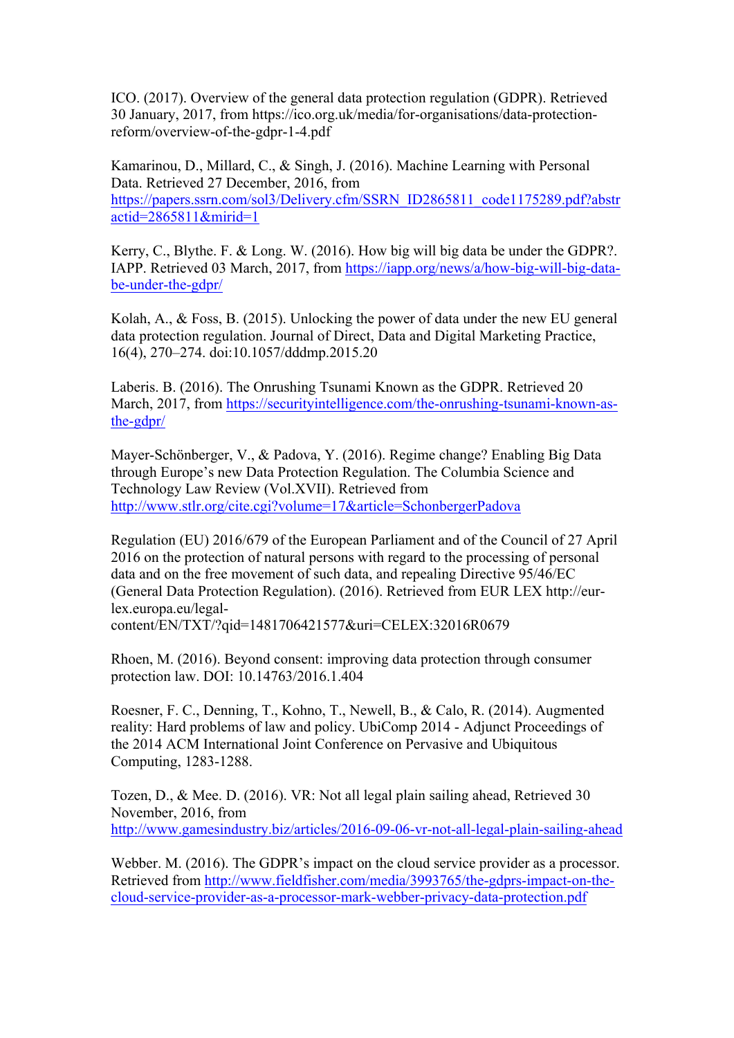ICO. (2017). Overview of the general data protection regulation (GDPR). Retrieved 30 January, 2017, from https://ico.org.uk/media/for-organisations/data-protection-reform/overview-of-the-gdpr-1-4.pdf

Kamarinou, D., Millard, C., & Singh, J. (2016). Machine Learning with Personal Data. Retrieved 27 December, 2016, from https://papers.ssrn.com/sol3/Delivery.cfm/SSRN_ID2865811_code1175289.pdf?abstractid=2865811&mirid=1

Kerry, C., Blythe. F. & Long. W. (2016). How big will big data be under the GDPR?. IAPP. Retrieved 03 March, 2017, from https://iapp.org/news/a/how-big-will-big-data-be-under-the-gdpr/

Kolah, A., & Foss, B. (2015). Unlocking the power of data under the new EU general data protection regulation. Journal of Direct, Data and Digital Marketing Practice, 16(4), 270–274. doi:10.1057/dddmp.2015.20

Laberis. B. (2016). The Onrushing Tsunami Known as the GDPR. Retrieved 20 March, 2017, from https://securityintelligence.com/the-onrushing-tsunami-known-as-the-gdpr/

Mayer-Schönberger, V., & Padova, Y. (2016). Regime change? Enabling Big Data through Europe's new Data Protection Regulation. The Columbia Science and Technology Law Review (Vol.XVII). Retrieved from http://www.stlr.org/cite.cgi?volume=17&article=SchonbergerPadova

Regulation (EU) 2016/679 of the European Parliament and of the Council of 27 April 2016 on the protection of natural persons with regard to the processing of personal data and on the free movement of such data, and repealing Directive 95/46/EC (General Data Protection Regulation). (2016). Retrieved from EUR LEX http://eur-lex.europa.eu/legal-content/EN/TXT/?qid=1481706421577&uri=CELEX:32016R0679

Rhoen, M. (2016). Beyond consent: improving data protection through consumer protection law. DOI: 10.14763/2016.1.404

Roesner, F. C., Denning, T., Kohno, T., Newell, B., & Calo, R. (2014). Augmented reality: Hard problems of law and policy. UbiComp 2014 - Adjunct Proceedings of the 2014 ACM International Joint Conference on Pervasive and Ubiquitous Computing, 1283-1288.

Tozen, D., & Mee. D. (2016). VR: Not all legal plain sailing ahead, Retrieved 30 November, 2016, from http://www.gamesindustry.biz/articles/2016-09-06-vr-not-all-legal-plain-sailing-ahead

Webber. M. (2016). The GDPR's impact on the cloud service provider as a processor. Retrieved from http://www.fieldfisher.com/media/3993765/the-gdprs-impact-on-the-cloud-service-provider-as-a-processor-mark-webber-privacy-data-protection.pdf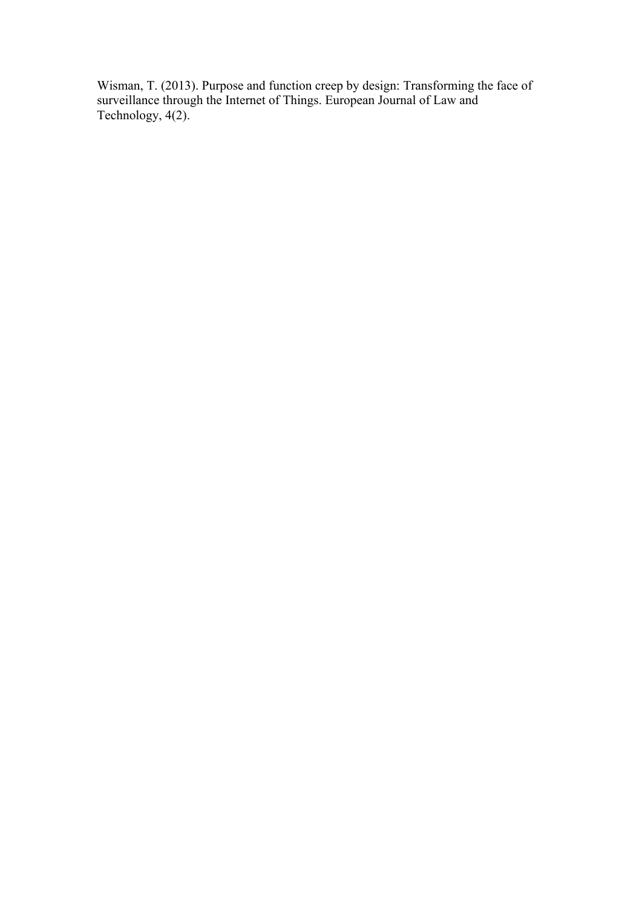Wisman, T. (2013). Purpose and function creep by design: Transforming the face of surveillance through the Internet of Things. European Journal of Law and Technology, 4(2).